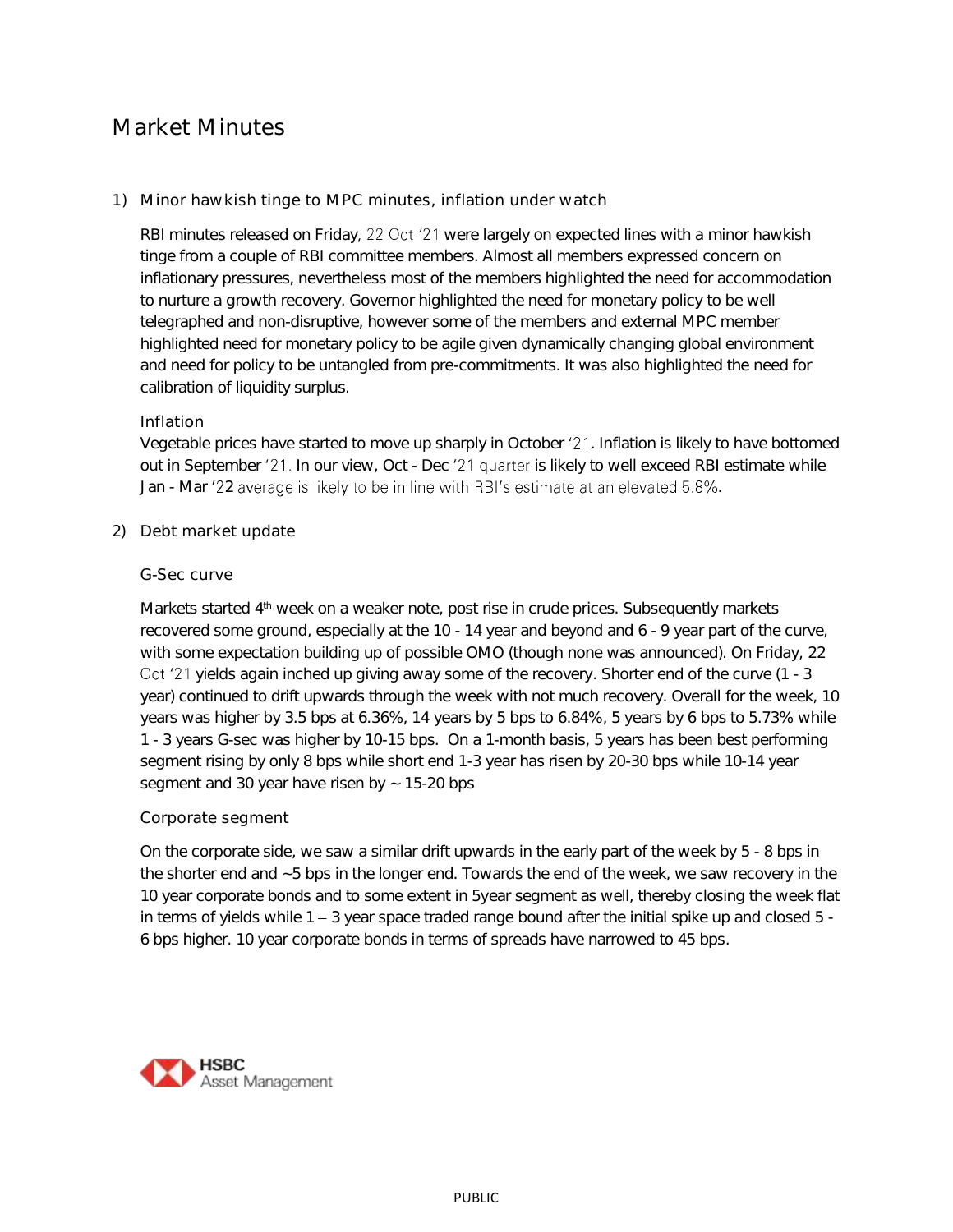# Market Minutes

## 1) Minor hawkish tinge to MPC minutes, inflation under watch

RBI minutes released on Friday, 22 Oct '21 were largely on expected lines with a minor hawkish tinge from a couple of RBI committee members. Almost all members expressed concern on inflationary pressures, nevertheless most of the members highlighted the need for accommodation to nurture a growth recovery. Governor highlighted the need for monetary policy to be well telegraphed and non-disruptive, however some of the members and external MPC member highlighted need for monetary policy to be agile given dynamically changing global environment and need for policy to be untangled from pre-commitments. It was also highlighted the need for calibration of liquidity surplus.

### Inflation

Vegetable prices have started to move up sharply in October '21. Inflation is likely to have bottomed out in September '21. In our view, Oct - Dec '21 quarter is likely to well exceed RBI estimate while Jan - Mar '22 average is likely to be in line with RBI's estimate at an elevated 5.8%.

## 2) Debt market update

### G-Sec curve

Markets started 4th week on a weaker note, post rise in crude prices. Subsequently markets recovered some ground, especially at the 10 - 14 year and beyond and 6 - 9 year part of the curve, with some expectation building up of possible OMO (though none was announced). On Friday, 22 Oct '21 yields again inched up giving away some of the recovery. Shorter end of the curve (1 - 3 year) continued to drift upwards through the week with not much recovery. Overall for the week, 10 years was higher by 3.5 bps at 6.36%, 14 years by 5 bps to 6.84%, 5 years by 6 bps to 5.73% while 1 - 3 years G-sec was higher by 10-15 bps. On a 1-month basis, 5 years has been best performing segment rising by only 8 bps while short end 1-3 year has risen by 20-30 bps while 10-14 year segment and 30 year have risen by ~ 15-20 bps

### Corporate segment

On the corporate side, we saw a similar drift upwards in the early part of the week by 5 - 8 bps in the shorter end and ~5 bps in the longer end. Towards the end of the week, we saw recovery in the 10 year corporate bonds and to some extent in 5year segment as well, thereby closing the week flat in terms of yields while 1 – 3 year space traded range bound after the initial spike up and closed 5 - 6 bps higher. 10 year corporate bonds in terms of spreads have narrowed to 45 bps.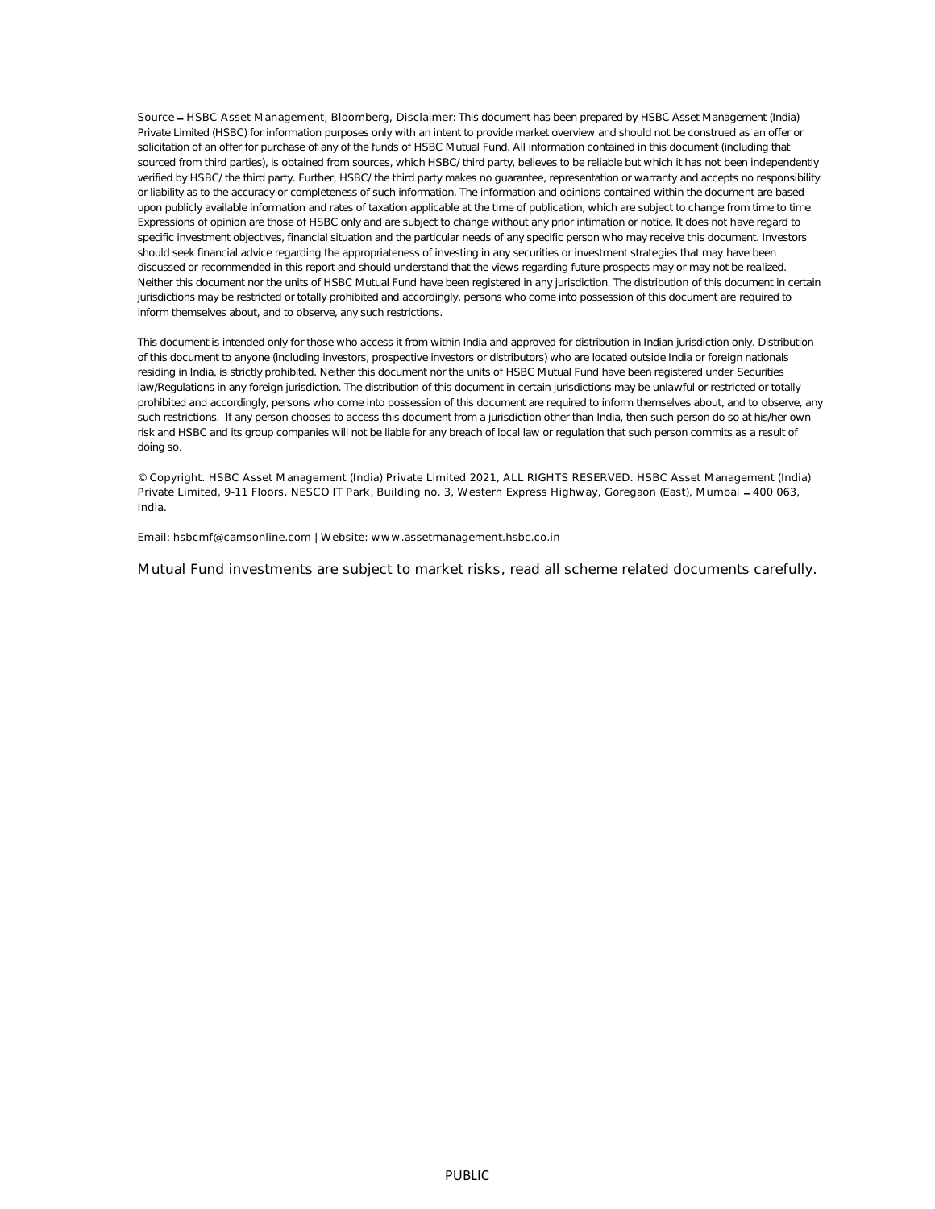Source – HSBC Asset Management, Bloomberg, Disclaimer: This document has been prepared by HSBC Asset Management (India) Private Limited (HSBC) for information purposes only with an intent to provide market overview and should not be construed as an offer or solicitation of an offer for purchase of any of the funds of HSBC Mutual Fund. All information contained in this document (including that sourced from third parties), is obtained from sources, which HSBC/ third party, believes to be reliable but which it has not been independently verified by HSBC/ the third party. Further, HSBC/ the third party makes no guarantee, representation or warranty and accepts no responsibility or liability as to the accuracy or completeness of such information. The information and opinions contained within the document are based upon publicly available information and rates of taxation applicable at the time of publication, which are subject to change from time to time. Expressions of opinion are those of HSBC only and are subject to change without any prior intimation or notice. It does not have regard to specific investment objectives, financial situation and the particular needs of any specific person who may receive this document. Investors should seek financial advice regarding the appropriateness of investing in any securities or investment strategies that may have been discussed or recommended in this report and should understand that the views regarding future prospects may or may not be realized. Neither this document nor the units of HSBC Mutual Fund have been registered in any jurisdiction. The distribution of this document in certain jurisdictions may be restricted or totally prohibited and accordingly, persons who come into possession of this document are required to inform themselves about, and to observe, any such restrictions.

This document is intended only for those who access it from within India and approved for distribution in Indian jurisdiction only. Distribution of this document to anyone (including investors, prospective investors or distributors) who are located outside India or foreign nationals residing in India, is strictly prohibited. Neither this document nor the units of HSBC Mutual Fund have been registered under Securities law/Regulations in any foreign jurisdiction. The distribution of this document in certain jurisdictions may be unlawful or restricted or totally prohibited and accordingly, persons who come into possession of this document are required to inform themselves about, and to observe, any such restrictions. If any person chooses to access this document from a jurisdiction other than India, then such person do so at his/her own risk and HSBC and its group companies will not be liable for any breach of local law or regulation that such person commits as a result of doing so.

© Copyright. HSBC Asset Management (India) Private Limited 2021, ALL RIGHTS RESERVED. HSBC Asset Management (India) Private Limited, 9-11 Floors, NESCO IT Park, Building no. 3, Western Express Highway, Goregaon (East), Mumbai – 400 063, India.

Email: hsbcmf@camsonline.com | Website: www.assetmanagement.hsbc.co.in

Mutual Fund investments are subject to market risks, read all scheme related documents carefully.

PUBLIC